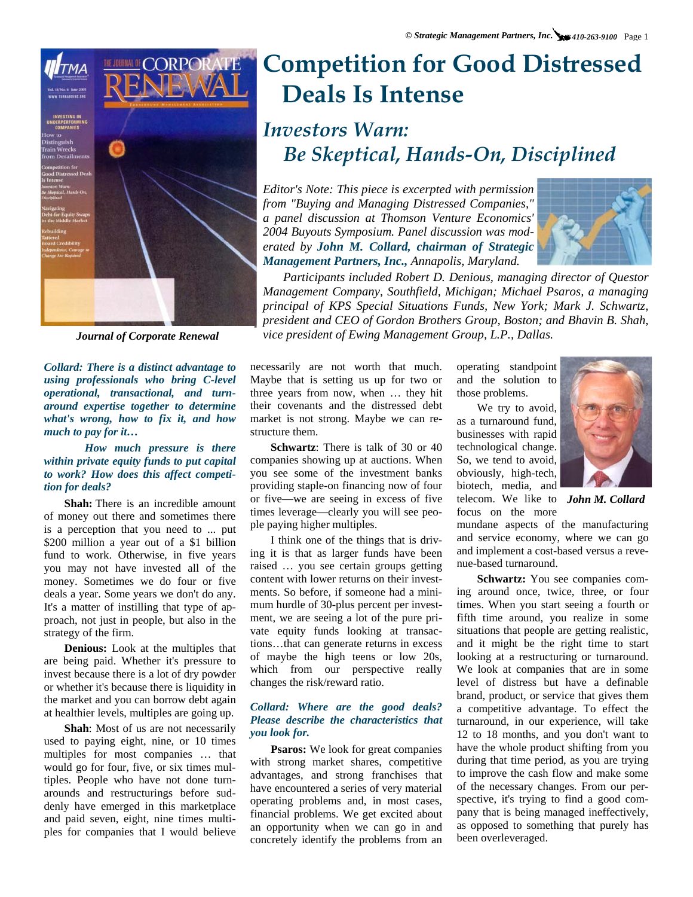# Competition for Good Distressed Deals Is Intense

## Investors Warn: Be Skeptical, Hands-On, Disciplined

*Editor's Note: This piece is excerpted with permission from "Buying and Managing Distressed Companies," a panel discussion at Thomson Venture Economics' 2004 Buyouts Symposium. Panel discussion was moderated by **John M. Collard, chairman of Strategic Management Partners, Inc.,** Annapolis, Maryland.*

*Participants included Robert D. Denious, managing director of Questor Management Company, Southfield, Michigan; Michael Psaros, a managing principal of KPS Special Situations Funds, New York; Mark J. Schwartz, president and CEO of Gordon Brothers Group, Boston; and Bhavin B. Shah, vice president of Ewing Management Group, L.P., Dallas.*

*Journal of Corporate Renewal*

***Collard: There is a distinct advantage to using professionals who bring C-level operational, transactional, and turnaround expertise together to determine what's wrong, how to fix it, and how much to pay for it…***

***How much pressure is there within private equity funds to put capital to work? How does this affect competition for deals?***

**Shah:** There is an incredible amount of money out there and sometimes there is a perception that you need to ... put $200 million a year out of a $1 billion fund to work. Otherwise, in five years you may not have invested all of the money. Sometimes we do four or five deals a year. Some years we don't do any. It's a matter of instilling that type of approach, not just in people, but also in the strategy of the firm.

**Denious:** Look at the multiples that are being paid. Whether it's pressure to invest because there is a lot of dry powder or whether it's because there is liquidity in the market and you can borrow debt again at healthier levels, multiples are going up.

**Shah**: Most of us are not necessarily used to paying eight, nine, or 10 times multiples for most companies … that would go for four, five, or six times multiples. People who have not done turnarounds and restructurings before suddenly have emerged in this marketplace and paid seven, eight, nine times multiples for companies that I would believe necessarily are not worth that much. Maybe that is setting us up for two or three years from now, when … they hit their covenants and the distressed debt market is not strong. Maybe we can restructure them.

**Schwartz**: There is talk of 30 or 40 companies showing up at auctions. When you see some of the investment banks providing staple-on financing now of four or five—we are seeing in excess of five times leverage—clearly you will see people paying higher multiples.

I think one of the things that is driving it is that as larger funds have been raised … you see certain groups getting content with lower returns on their investments. So before, if someone had a minimum hurdle of 30-plus percent per investment, we are seeing a lot of the pure private equity funds looking at transactions…that can generate returns in excess of maybe the high teens or low 20s, which from our perspective really changes the risk/reward ratio.

***Collard: Where are the good deals? Please describe the characteristics that you look for.***

**Psaros:** We look for great companies with strong market shares, competitive advantages, and strong franchises that have encountered a series of very material operating problems and, in most cases, financial problems. We get excited about an opportunity when we can go in and concretely identify the problems from an operating standpoint and the solution to those problems.

We try to avoid, as a turnaround fund, businesses with rapid technological change. So, we tend to avoid, obviously, high-tech, biotech, media, and telecom. We like to focus on the more mundane aspects of the manufacturing and service economy, where we can go and implement a cost-based versus a revenue-based turnaround.

*John M. Collard*

**Schwartz:** You see companies coming around once, twice, three, or four times. When you start seeing a fourth or fifth time around, you realize in some situations that people are getting realistic, and it might be the right time to start looking at a restructuring or turnaround. We look at companies that are in some level of distress but have a definable brand, product, or service that gives them a competitive advantage. To effect the turnaround, in our experience, will take 12 to 18 months, and you don't want to have the whole product shifting from you during that time period, as you are trying to improve the cash flow and make some of the necessary changes. From our perspective, it's trying to find a good company that is being managed ineffectively, as opposed to something that purely has been overleveraged.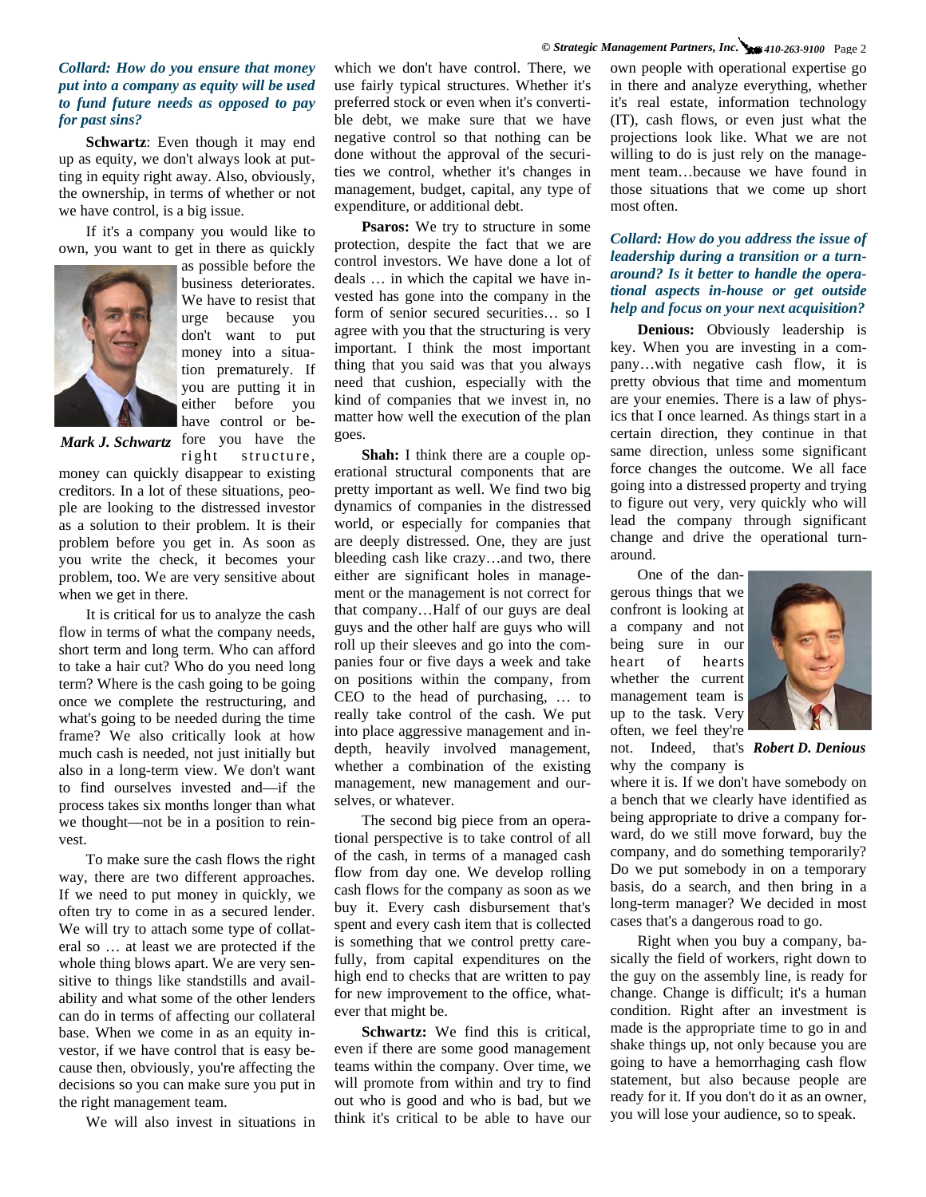***Collard: How do you ensure that money put into a company as equity will be used to fund future needs as opposed to pay for past sins?***

**Schwartz**: Even though it may end up as equity, we don't always look at putting in equity right away. Also, obviously, the ownership, in terms of whether or not we have control, is a big issue.

If it's a company you would like to own, you want to get in there as quickly as possible before the business deteriorates. We have to resist that urge because you don't want to put money into a situation prematurely. If you are putting it in either before you have control or before you have the right structure, money can quickly disappear to existing creditors. In a lot of these situations, people are looking to the distressed investor as a solution to their problem. It is their problem before you get in. As soon as you write the check, it becomes your problem, too. We are very sensitive about when we get in there.

*Mark J. Schwartz*

It is critical for us to analyze the cash flow in terms of what the company needs, short term and long term. Who can afford to take a hair cut? Who do you need long term? Where is the cash going to be going once we complete the restructuring, and what's going to be needed during the time frame? We also critically look at how much cash is needed, not just initially but also in a long-term view. We don't want to find ourselves invested and—if the process takes six months longer than what we thought—not be in a position to reinvest.

To make sure the cash flows the right way, there are two different approaches. If we need to put money in quickly, we often try to come in as a secured lender. We will try to attach some type of collateral so … at least we are protected if the whole thing blows apart. We are very sensitive to things like standstills and availability and what some of the other lenders can do in terms of affecting our collateral base. When we come in as an equity investor, if we have control that is easy because then, obviously, you're affecting the decisions so you can make sure you put in the right management team.

We will also invest in situations in which we don't have control. There, we use fairly typical structures. Whether it's preferred stock or even when it's convertible debt, we make sure that we have negative control so that nothing can be done without the approval of the securities we control, whether it's changes in management, budget, capital, any type of expenditure, or additional debt.

**Psaros:** We try to structure in some protection, despite the fact that we are control investors. We have done a lot of deals … in which the capital we have invested has gone into the company in the form of senior secured securities… so I agree with you that the structuring is very important. I think the most important thing that you said was that you always need that cushion, especially with the kind of companies that we invest in, no matter how well the execution of the plan goes.

**Shah:** I think there are a couple operational structural components that are pretty important as well. We find two big dynamics of companies in the distressed world, or especially for companies that are deeply distressed. One, they are just bleeding cash like crazy…and two, there either are significant holes in management or the management is not correct for that company…Half of our guys are deal guys and the other half are guys who will roll up their sleeves and go into the companies four or five days a week and take on positions within the company, from CEO to the head of purchasing, … to really take control of the cash. We put into place aggressive management and in-depth, heavily involved management, whether a combination of the existing management, new management and ourselves, or whatever.

The second big piece from an operational perspective is to take control of all of the cash, in terms of a managed cash flow from day one. We develop rolling cash flows for the company as soon as we buy it. Every cash disbursement that's spent and every cash item that is collected is something that we control pretty carefully, from capital expenditures on the high end to checks that are written to pay for new improvement to the office, whatever that might be.

**Schwartz:** We find this is critical, even if there are some good management teams within the company. Over time, we will promote from within and try to find out who is good and who is bad, but we think it's critical to be able to have our own people with operational expertise go in there and analyze everything, whether it's real estate, information technology (IT), cash flows, or even just what the projections look like. What we are not willing to do is just rely on the management team…because we have found in those situations that we come up short most often.

***Collard: How do you address the issue of leadership during a transition or a turnaround? Is it better to handle the operational aspects in-house or get outside help and focus on your next acquisition?***

**Denious:** Obviously leadership is key. When you are investing in a company…with negative cash flow, it is pretty obvious that time and momentum are your enemies. There is a law of physics that I once learned. As things start in a certain direction, they continue in that same direction, unless some significant force changes the outcome. We all face going into a distressed property and trying to figure out very, very quickly who will lead the company through significant change and drive the operational turnaround.

One of the dangerous things that we confront is looking at a company and not being sure in our heart of hearts whether the current management team is up to the task. Very often, we feel they're not. Indeed, that's why the company is where it is. If we don't have somebody on a bench that we clearly have identified as being appropriate to drive a company forward, do we still move forward, buy the company, and do something temporarily? Do we put somebody in on a temporary basis, do a search, and then bring in a long-term manager? We decided in most cases that's a dangerous road to go.

*Robert D. Denious*

Right when you buy a company, basically the field of workers, right down to the guy on the assembly line, is ready for change. Change is difficult; it's a human condition. Right after an investment is made is the appropriate time to go in and shake things up, not only because you are going to have a hemorrhaging cash flow statement, but also because people are ready for it. If you don't do it as an owner, you will lose your audience, so to speak.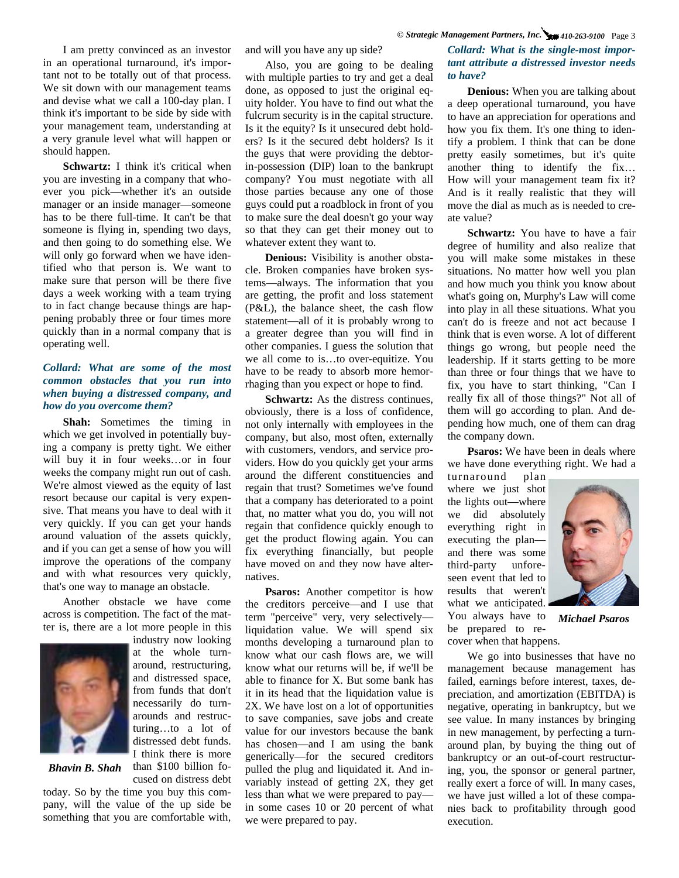I am pretty convinced as an investor in an operational turnaround, it's important not to be totally out of that process. We sit down with our management teams and devise what we call a 100-day plan. I think it's important to be side by side with your management team, understanding at a very granule level what will happen or should happen.

**Schwartz:** I think it's critical when you are investing in a company that whoever you pick—whether it's an outside manager or an inside manager—someone has to be there full-time. It can't be that someone is flying in, spending two days, and then going to do something else. We will only go forward when we have identified who that person is. We want to make sure that person will be there five days a week working with a team trying to in fact change because things are happening probably three or four times more quickly than in a normal company that is operating well.

***Collard: What are some of the most common obstacles that you run into when buying a distressed company, and how do you overcome them?***

**Shah:** Sometimes the timing in which we get involved in potentially buying a company is pretty tight. We either will buy it in four weeks…or in four weeks the company might run out of cash. We're almost viewed as the equity of last resort because our capital is very expensive. That means you have to deal with it very quickly. If you can get your hands around valuation of the assets quickly, and if you can get a sense of how you will improve the operations of the company and with what resources very quickly, that's one way to manage an obstacle.

Another obstacle we have come across is competition. The fact of the matter is, there are a lot more people in this industry now looking at the whole turnaround, restructuring, and distressed space, from funds that don't necessarily do turnarounds and restructuring…to a lot of distressed debt funds. I think there is more than $100 billion focused on distress debt today. So by the time you buy this company, will the value of the up side be something that you are comfortable with, and will you have any up side?

*Bhavin B. Shah*

Also, you are going to be dealing with multiple parties to try and get a deal done, as opposed to just the original equity holder. You have to find out what the fulcrum security is in the capital structure. Is it the equity? Is it unsecured debt holders? Is it the secured debt holders? Is it the guys that were providing the debtor-in-possession (DIP) loan to the bankrupt company? You must negotiate with all those parties because any one of those guys could put a roadblock in front of you to make sure the deal doesn't go your way so that they can get their money out to whatever extent they want to.

**Denious:** Visibility is another obstacle. Broken companies have broken systems—always. The information that you are getting, the profit and loss statement (P&L), the balance sheet, the cash flow statement—all of it is probably wrong to a greater degree than you will find in other companies. I guess the solution that we all come to is…to over-equitize. You have to be ready to absorb more hemorrhaging than you expect or hope to find.

**Schwartz:** As the distress continues, obviously, there is a loss of confidence, not only internally with employees in the company, but also, most often, externally with customers, vendors, and service providers. How do you quickly get your arms around the different constituencies and regain that trust? Sometimes we've found that a company has deteriorated to a point that, no matter what you do, you will not regain that confidence quickly enough to get the product flowing again. You can fix everything financially, but people have moved on and they now have alternatives.

**Psaros:** Another competitor is how the creditors perceive—and I use that term "perceive" very, very selectively—liquidation value. We will spend six months developing a turnaround plan to know what our cash flows are, we will know what our returns will be, if we'll be able to finance for X. But some bank has it in its head that the liquidation value is 2X. We have lost on a lot of opportunities to save companies, save jobs and create value for our investors because the bank has chosen—and I am using the bank generically—for the secured creditors pulled the plug and liquidated it. And invariably instead of getting 2X, they get less than what we were prepared to pay—in some cases 10 or 20 percent of what we were prepared to pay.

***Collard: What is the single-most important attribute a distressed investor needs to have?***

**Denious:** When you are talking about a deep operational turnaround, you have to have an appreciation for operations and how you fix them. It's one thing to identify a problem. I think that can be done pretty easily sometimes, but it's quite another thing to identify the fix… How will your management team fix it? And is it really realistic that they will move the dial as much as is needed to create value?

**Schwartz:** You have to have a fair degree of humility and also realize that you will make some mistakes in these situations. No matter how well you plan and how much you think you know about what's going on, Murphy's Law will come into play in all these situations. What you can't do is freeze and not act because I think that is even worse. A lot of different things go wrong, but people need the leadership. If it starts getting to be more than three or four things that we have to fix, you have to start thinking, "Can I really fix all of those things?" Not all of them will go according to plan. And depending how much, one of them can drag the company down.

**Psaros:** We have been in deals where we have done everything right. We had a turnaround plan where we just shot the lights out—where we did absolutely everything right in executing the plan—and there was some third-party unforeseen event that led to results that weren't what we anticipated. You always have to be prepared to recover when that happens.

*Michael Psaros*

We go into businesses that have no management because management has failed, earnings before interest, taxes, depreciation, and amortization (EBITDA) is negative, operating in bankruptcy, but we see value. In many instances by bringing in new management, by perfecting a turnaround plan, by buying the thing out of bankruptcy or an out-of-court restructuring, you, the sponsor or general partner, really exert a force of will. In many cases, we have just willed a lot of these companies back to profitability through good execution.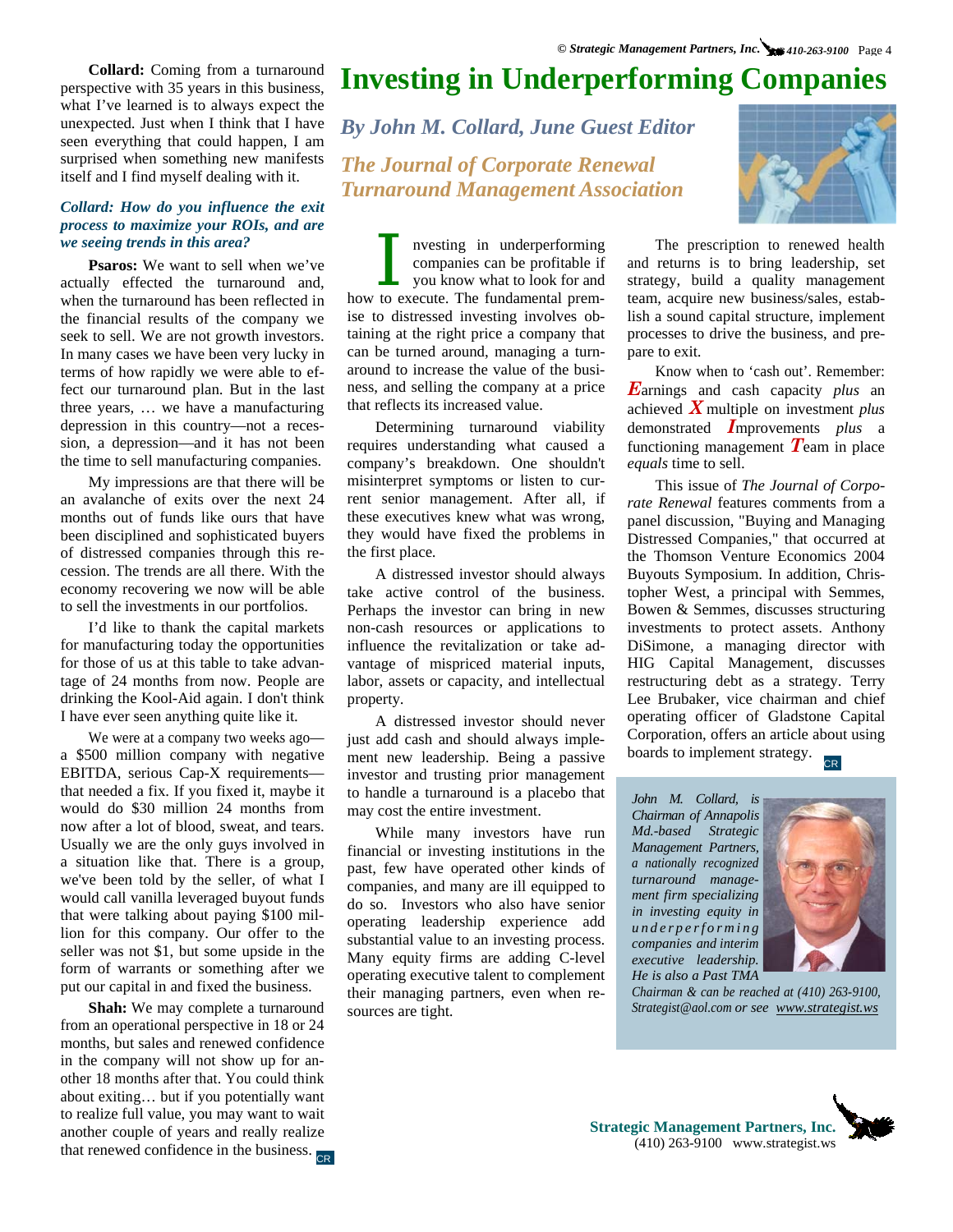**Collard:** Coming from a turnaround perspective with 35 years in this business, what I've learned is to always expect the unexpected. Just when I think that I have seen everything that could happen, I am surprised when something new manifests itself and I find myself dealing with it.

***Collard: How do you influence the exit process to maximize your ROIs, and are we seeing trends in this area?***

**Psaros:** We want to sell when we've actually effected the turnaround and, when the turnaround has been reflected in the financial results of the company we seek to sell. We are not growth investors. In many cases we have been very lucky in terms of how rapidly we were able to effect our turnaround plan. But in the last three years, … we have a manufacturing depression in this country—not a recession, a depression—and it has not been the time to sell manufacturing companies.

My impressions are that there will be an avalanche of exits over the next 24 months out of funds like ours that have been disciplined and sophisticated buyers of distressed companies through this recession. The trends are all there. With the economy recovering we now will be able to sell the investments in our portfolios.

I'd like to thank the capital markets for manufacturing today the opportunities for those of us at this table to take advantage of 24 months from now. People are drinking the Kool-Aid again. I don't think I have ever seen anything quite like it.

We were at a company two weeks ago—a $500 million company with negative EBITDA, serious Cap-X requirements—that needed a fix. If you fixed it, maybe it would do $30 million 24 months from now after a lot of blood, sweat, and tears. Usually we are the only guys involved in a situation like that. There is a group, we've been told by the seller, of what I would call vanilla leveraged buyout funds that were talking about paying $100 million for this company. Our offer to the seller was not $1, but some upside in the form of warrants or something after we put our capital in and fixed the business.

**Shah:** We may complete a turnaround from an operational perspective in 18 or 24 months, but sales and renewed confidence in the company will not show up for another 18 months after that. You could think about exiting… but if you potentially want to realize full value, you may want to wait another couple of years and really realize that renewed confidence in the business.

# Investing in Underperforming Companies

***By John M. Collard, June Guest Editor***

***The Journal of Corporate Renewal***
***Turnaround Management Association***

Investing in underperforming companies can be profitable if you know what to look for and how to execute. The fundamental premise to distressed investing involves obtaining at the right price a company that can be turned around, managing a turnaround to increase the value of the business, and selling the company at a price that reflects its increased value.

Determining turnaround viability requires understanding what caused a company's breakdown. One shouldn't misinterpret symptoms or listen to current senior management. After all, if these executives knew what was wrong, they would have fixed the problems in the first place.

A distressed investor should always take active control of the business. Perhaps the investor can bring in new non-cash resources or applications to influence the revitalization or take advantage of mispriced material inputs, labor, assets or capacity, and intellectual property.

A distressed investor should never just add cash and should always implement new leadership. Being a passive investor and trusting prior management to handle a turnaround is a placebo that may cost the entire investment.

While many investors have run financial or investing institutions in the past, few have operated other kinds of companies, and many are ill equipped to do so. Investors who also have senior operating leadership experience add substantial value to an investing process. Many equity firms are adding C-level operating executive talent to complement their managing partners, even when resources are tight.

The prescription to renewed health and returns is to bring leadership, set strategy, build a quality management team, acquire new business/sales, establish a sound capital structure, implement processes to drive the business, and prepare to exit.

Know when to 'cash out'. Remember: ***E***arnings and cash capacity *plus* an achieved ***X*** multiple on investment *plus* demonstrated ***I***mprovements *plus* a functioning management ***T***eam in place *equals* time to sell.

This issue of *The Journal of Corporate Renewal* features comments from a panel discussion, "Buying and Managing Distressed Companies," that occurred at the Thomson Venture Economics 2004 Buyouts Symposium. In addition, Christopher West, a principal with Semmes, Bowen & Semmes, discusses structuring investments to protect assets. Anthony DiSimone, a managing director with HIG Capital Management, discusses restructuring debt as a strategy. Terry Lee Brubaker, vice chairman and chief operating officer of Gladstone Capital Corporation, offers an article about using boards to implement strategy.

*John M. Collard, is Chairman of Annapolis Md.-based Strategic Management Partners, a nationally recognized turnaround management firm specializing in investing equity in underperforming companies and interim executive leadership. He is also a Past TMA Chairman & can be reached at (410) 263-9100, Strategist@aol.com or see www.strategist.ws*

**Strategic Management Partners, Inc.**
(410) 263-9100 www.strategist.ws